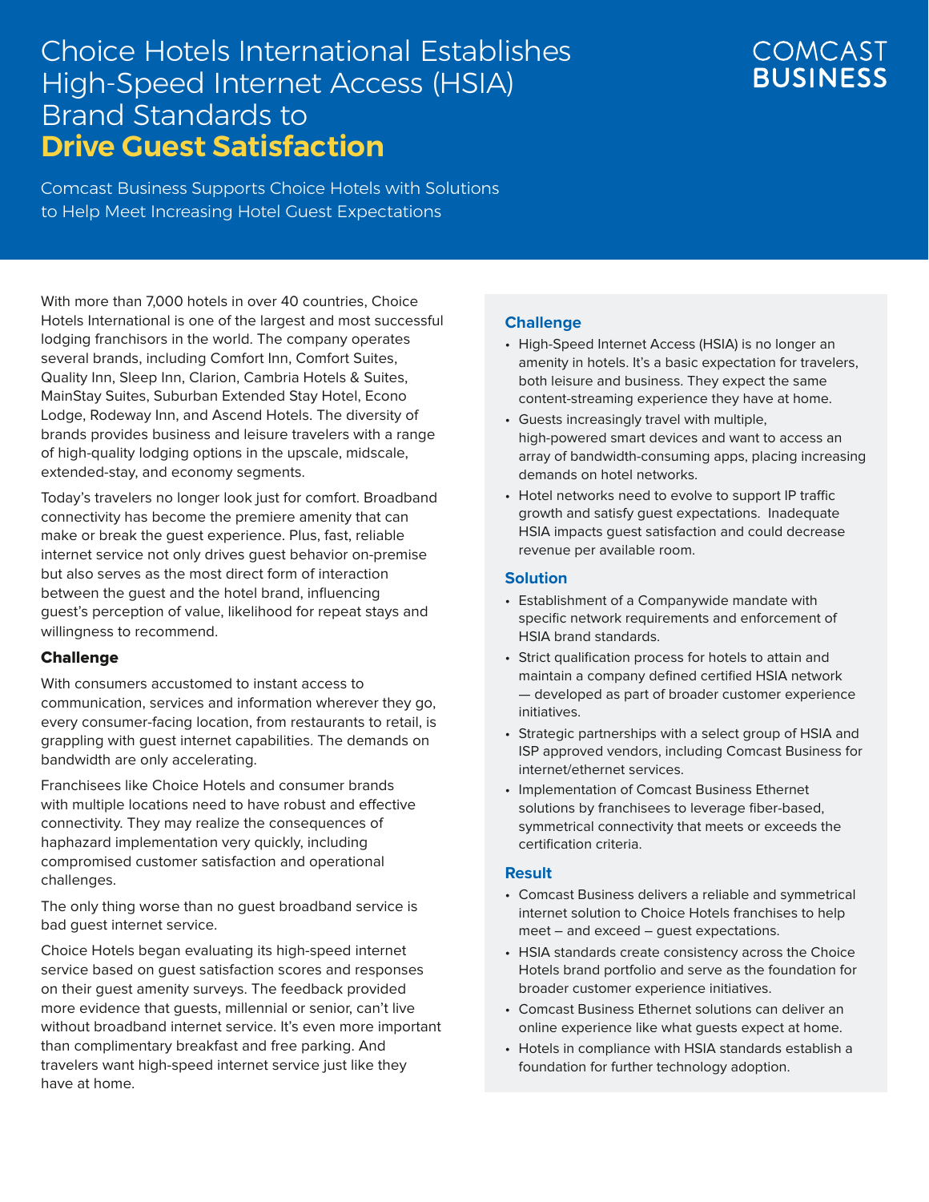# Choice Hotels International Establishes High-Speed Internet Access (HSIA) Brand Standards to **Drive Guest Satisfaction**

COMCAST BUSINESS

Comcast Business Supports Choice Hotels with Solutions to Help Meet Increasing Hotel Guest Expectations

With more than 7,000 hotels in over 40 countries, Choice Hotels International is one of the largest and most successful lodging franchisors in the world. The company operates several brands, including Comfort Inn, Comfort Suites, Quality Inn, Sleep Inn, Clarion, Cambria Hotels & Suites, MainStay Suites, Suburban Extended Stay Hotel, Econo Lodge, Rodeway Inn, and Ascend Hotels. The diversity of brands provides business and leisure travelers with a range of high-quality lodging options in the upscale, midscale, extended-stay, and economy segments.

Today's travelers no longer look just for comfort. Broadband connectivity has become the premiere amenity that can make or break the guest experience. Plus, fast, reliable internet service not only drives guest behavior on-premise but also serves as the most direct form of interaction between the guest and the hotel brand, influencing guest's perception of value, likelihood for repeat stays and willingness to recommend.

### Challenge

With consumers accustomed to instant access to communication, services and information wherever they go, every consumer-facing location, from restaurants to retail, is grappling with guest internet capabilities. The demands on bandwidth are only accelerating.

Franchisees like Choice Hotels and consumer brands with multiple locations need to have robust and effective connectivity. They may realize the consequences of haphazard implementation very quickly, including compromised customer satisfaction and operational challenges.

The only thing worse than no guest broadband service is bad guest internet service.

Choice Hotels began evaluating its high-speed internet service based on guest satisfaction scores and responses on their guest amenity surveys. The feedback provided more evidence that guests, millennial or senior, can't live without broadband internet service. It's even more important than complimentary breakfast and free parking. And travelers want high-speed internet service just like they have at home.

### Challenge

- High-Speed Internet Access (HSIA) is no longer an amenity in hotels. It's a basic expectation for travelers, both leisure and business. They expect the same content-streaming experience they have at home.
- Guests increasingly travel with multiple, high-powered smart devices and want to access an array of bandwidth-consuming apps, placing increasing demands on hotel networks.
- Hotel networks need to evolve to support IP traffic growth and satisfy guest expectations. Inadequate HSIA impacts guest satisfaction and could decrease revenue per available room.

### Solution

- Establishment of a Companywide mandate with specific network requirements and enforcement of HSIA brand standards.
- Strict qualification process for hotels to attain and maintain a company defined certified HSIA network — developed as part of broader customer experience initiatives.
- Strategic partnerships with a select group of HSIA and ISP approved vendors, including Comcast Business for internet/ethernet services.
- Implementation of Comcast Business Ethernet solutions by franchisees to leverage fiber-based, symmetrical connectivity that meets or exceeds the certification criteria.

### Result

- Comcast Business delivers a reliable and symmetrical internet solution to Choice Hotels franchises to help meet – and exceed – guest expectations.
- HSIA standards create consistency across the Choice Hotels brand portfolio and serve as the foundation for broader customer experience initiatives.
- Comcast Business Ethernet solutions can deliver an online experience like what guests expect at home.
- Hotels in compliance with HSIA standards establish a foundation for further technology adoption.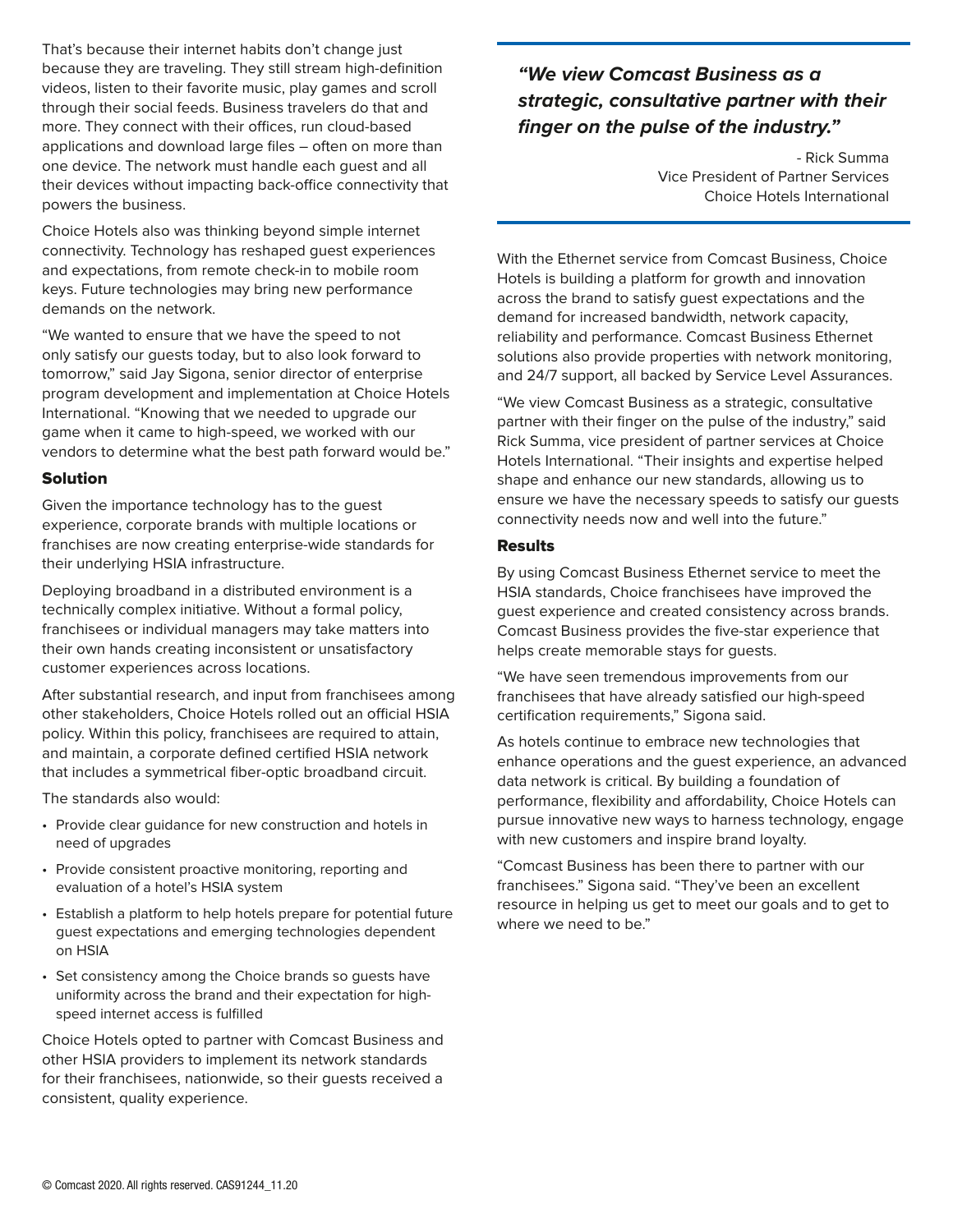That's because their internet habits don't change just because they are traveling. They still stream high-definition videos, listen to their favorite music, play games and scroll through their social feeds. Business travelers do that and more. They connect with their offices, run cloud-based applications and download large files – often on more than one device. The network must handle each guest and all their devices without impacting back-office connectivity that powers the business.

Choice Hotels also was thinking beyond simple internet connectivity. Technology has reshaped guest experiences and expectations, from remote check-in to mobile room keys. Future technologies may bring new performance demands on the network.

"We wanted to ensure that we have the speed to not only satisfy our guests today, but to also look forward to tomorrow," said Jay Sigona, senior director of enterprise program development and implementation at Choice Hotels International. "Knowing that we needed to upgrade our game when it came to high-speed, we worked with our vendors to determine what the best path forward would be."

## Solution

Given the importance technology has to the guest experience, corporate brands with multiple locations or franchises are now creating enterprise-wide standards for their underlying HSIA infrastructure.

Deploying broadband in a distributed environment is a technically complex initiative. Without a formal policy, franchisees or individual managers may take matters into their own hands creating inconsistent or unsatisfactory customer experiences across locations.

After substantial research, and input from franchisees among other stakeholders, Choice Hotels rolled out an official HSIA policy. Within this policy, franchisees are required to attain, and maintain, a corporate defined certified HSIA network that includes a symmetrical fiber-optic broadband circuit.

The standards also would:

- Provide clear guidance for new construction and hotels in need of upgrades
- Provide consistent proactive monitoring, reporting and evaluation of a hotel's HSIA system
- Establish a platform to help hotels prepare for potential future guest expectations and emerging technologies dependent on HSIA
- Set consistency among the Choice brands so guests have uniformity across the brand and their expectation for high-speed internet access is fulfilled

Choice Hotels opted to partner with Comcast Business and other HSIA providers to implement its network standards for their franchisees, nationwide, so their guests received a consistent, quality experience.

> ***"We view Comcast Business as a strategic, consultative partner with their finger on the pulse of the industry."***
>
> - Rick Summa
> Vice President of Partner Services
> Choice Hotels International

With the Ethernet service from Comcast Business, Choice Hotels is building a platform for growth and innovation across the brand to satisfy guest expectations and the demand for increased bandwidth, network capacity, reliability and performance. Comcast Business Ethernet solutions also provide properties with network monitoring, and 24/7 support, all backed by Service Level Assurances.

"We view Comcast Business as a strategic, consultative partner with their finger on the pulse of the industry," said Rick Summa, vice president of partner services at Choice Hotels International. "Their insights and expertise helped shape and enhance our new standards, allowing us to ensure we have the necessary speeds to satisfy our guests connectivity needs now and well into the future."

## Results

By using Comcast Business Ethernet service to meet the HSIA standards, Choice franchisees have improved the guest experience and created consistency across brands. Comcast Business provides the five-star experience that helps create memorable stays for guests.

"We have seen tremendous improvements from our franchisees that have already satisfied our high-speed certification requirements," Sigona said.

As hotels continue to embrace new technologies that enhance operations and the guest experience, an advanced data network is critical. By building a foundation of performance, flexibility and affordability, Choice Hotels can pursue innovative new ways to harness technology, engage with new customers and inspire brand loyalty.

"Comcast Business has been there to partner with our franchisees." Sigona said. "They've been an excellent resource in helping us get to meet our goals and to get to where we need to be."

© Comcast 2020. All rights reserved. CAS91244_11.20